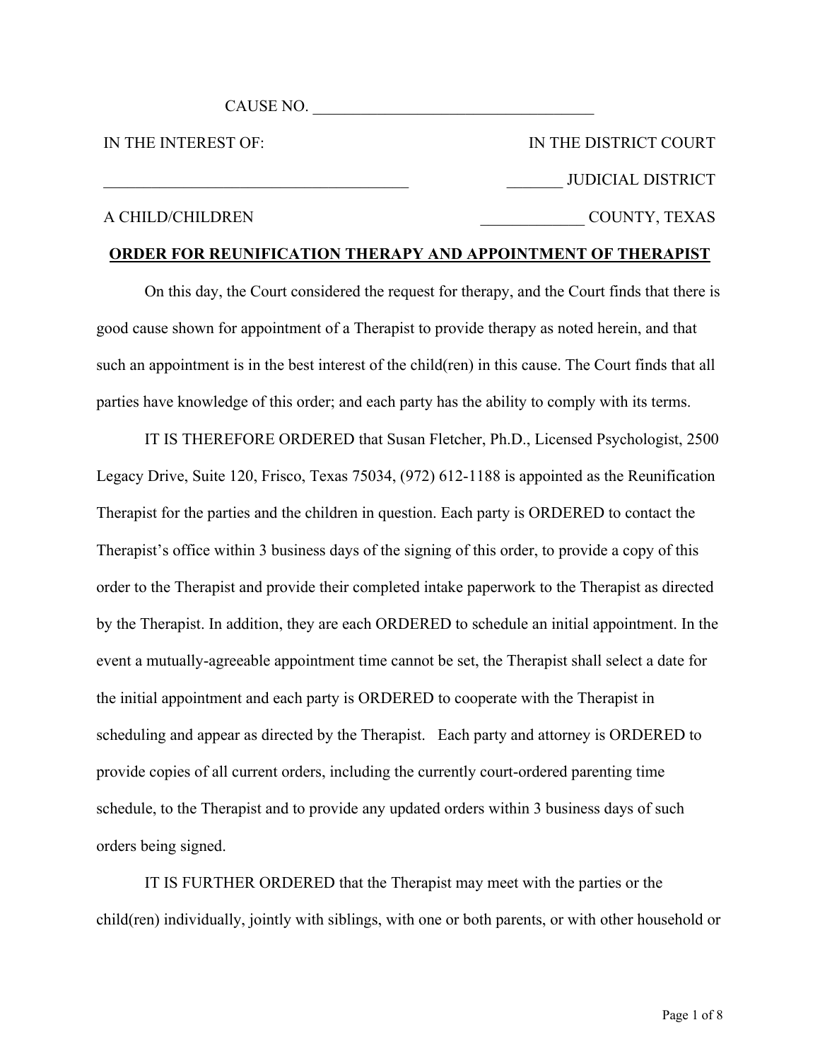CAUSE NO. ___________________________________

| IN THE INTEREST OF: | IN THE DISTRICT COURT |
|---|---|
| ______________________________________ | _______ JUDICIAL DISTRICT |
| A CHILD/CHILDREN | _____________ COUNTY, TEXAS |

**ORDER FOR REUNIFICATION THERAPY AND APPOINTMENT OF THERAPIST**

On this day, the Court considered the request for therapy, and the Court finds that there is good cause shown for appointment of a Therapist to provide therapy as noted herein, and that such an appointment is in the best interest of the child(ren) in this cause. The Court finds that all parties have knowledge of this order; and each party has the ability to comply with its terms.

IT IS THEREFORE ORDERED that Susan Fletcher, Ph.D., Licensed Psychologist, 2500 Legacy Drive, Suite 120, Frisco, Texas 75034, (972) 612-1188 is appointed as the Reunification Therapist for the parties and the children in question. Each party is ORDERED to contact the Therapist's office within 3 business days of the signing of this order, to provide a copy of this order to the Therapist and provide their completed intake paperwork to the Therapist as directed by the Therapist. In addition, they are each ORDERED to schedule an initial appointment. In the event a mutually-agreeable appointment time cannot be set, the Therapist shall select a date for the initial appointment and each party is ORDERED to cooperate with the Therapist in scheduling and appear as directed by the Therapist. Each party and attorney is ORDERED to provide copies of all current orders, including the currently court-ordered parenting time schedule, to the Therapist and to provide any updated orders within 3 business days of such orders being signed.

IT IS FURTHER ORDERED that the Therapist may meet with the parties or the child(ren) individually, jointly with siblings, with one or both parents, or with other household or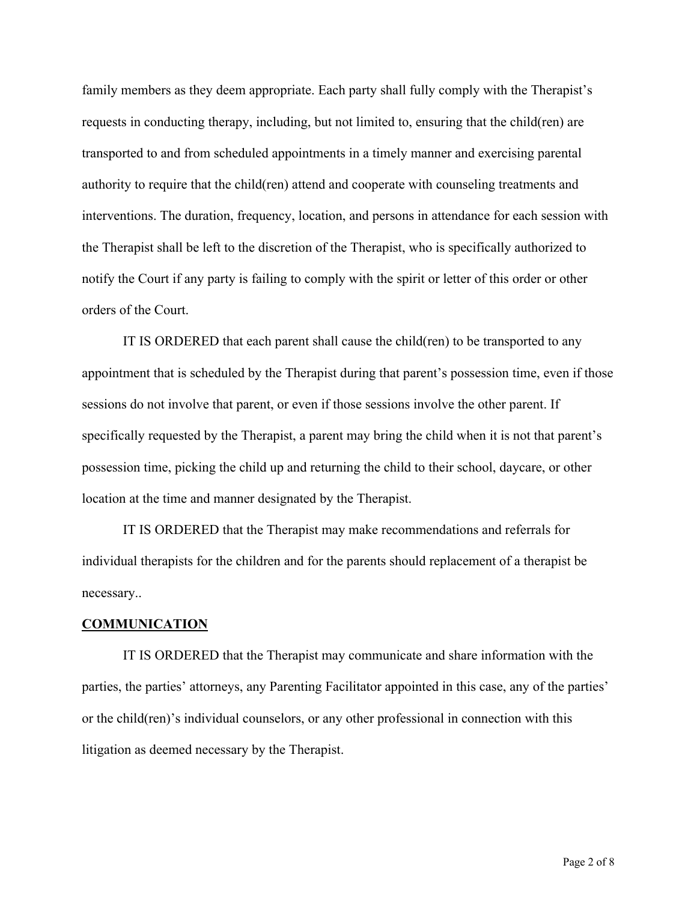family members as they deem appropriate. Each party shall fully comply with the Therapist's requests in conducting therapy, including, but not limited to, ensuring that the child(ren) are transported to and from scheduled appointments in a timely manner and exercising parental authority to require that the child(ren) attend and cooperate with counseling treatments and interventions. The duration, frequency, location, and persons in attendance for each session with the Therapist shall be left to the discretion of the Therapist, who is specifically authorized to notify the Court if any party is failing to comply with the spirit or letter of this order or other orders of the Court.

IT IS ORDERED that each parent shall cause the child(ren) to be transported to any appointment that is scheduled by the Therapist during that parent's possession time, even if those sessions do not involve that parent, or even if those sessions involve the other parent. If specifically requested by the Therapist, a parent may bring the child when it is not that parent's possession time, picking the child up and returning the child to their school, daycare, or other location at the time and manner designated by the Therapist.

IT IS ORDERED that the Therapist may make recommendations and referrals for individual therapists for the children and for the parents should replacement of a therapist be necessary..

**COMMUNICATION**

IT IS ORDERED that the Therapist may communicate and share information with the parties, the parties' attorneys, any Parenting Facilitator appointed in this case, any of the parties' or the child(ren)'s individual counselors, or any other professional in connection with this litigation as deemed necessary by the Therapist.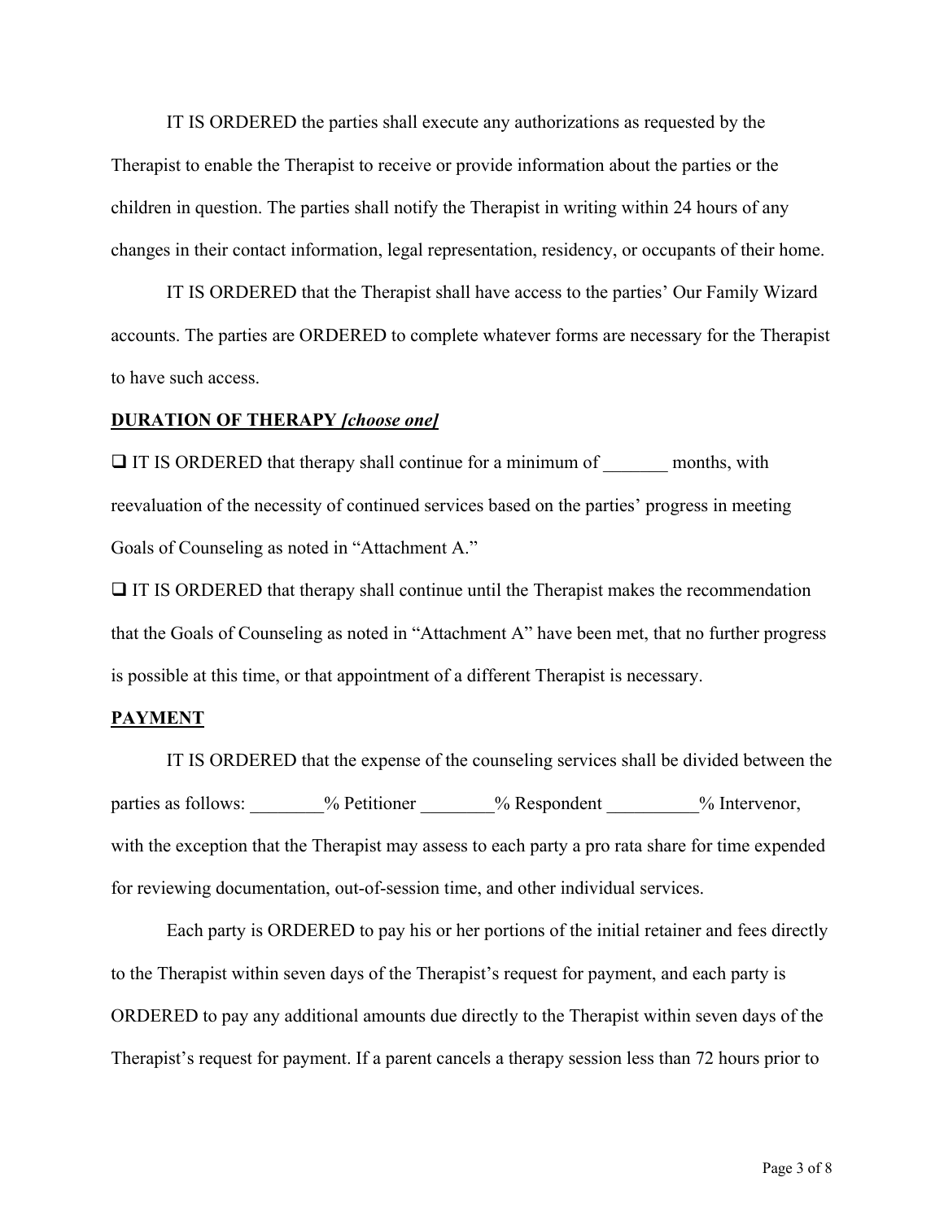IT IS ORDERED the parties shall execute any authorizations as requested by the Therapist to enable the Therapist to receive or provide information about the parties or the children in question. The parties shall notify the Therapist in writing within 24 hours of any changes in their contact information, legal representation, residency, or occupants of their home.

IT IS ORDERED that the Therapist shall have access to the parties' Our Family Wizard accounts. The parties are ORDERED to complete whatever forms are necessary for the Therapist to have such access.

**DURATION OF THERAPY *[choose one]***

❑ IT IS ORDERED that therapy shall continue for a minimum of _______ months, with reevaluation of the necessity of continued services based on the parties' progress in meeting Goals of Counseling as noted in "Attachment A."

❑ IT IS ORDERED that therapy shall continue until the Therapist makes the recommendation that the Goals of Counseling as noted in "Attachment A" have been met, that no further progress is possible at this time, or that appointment of a different Therapist is necessary.

**PAYMENT**

IT IS ORDERED that the expense of the counseling services shall be divided between the parties as follows: ________% Petitioner ________% Respondent __________% Intervenor, with the exception that the Therapist may assess to each party a pro rata share for time expended for reviewing documentation, out-of-session time, and other individual services.

Each party is ORDERED to pay his or her portions of the initial retainer and fees directly to the Therapist within seven days of the Therapist's request for payment, and each party is ORDERED to pay any additional amounts due directly to the Therapist within seven days of the Therapist's request for payment. If a parent cancels a therapy session less than 72 hours prior to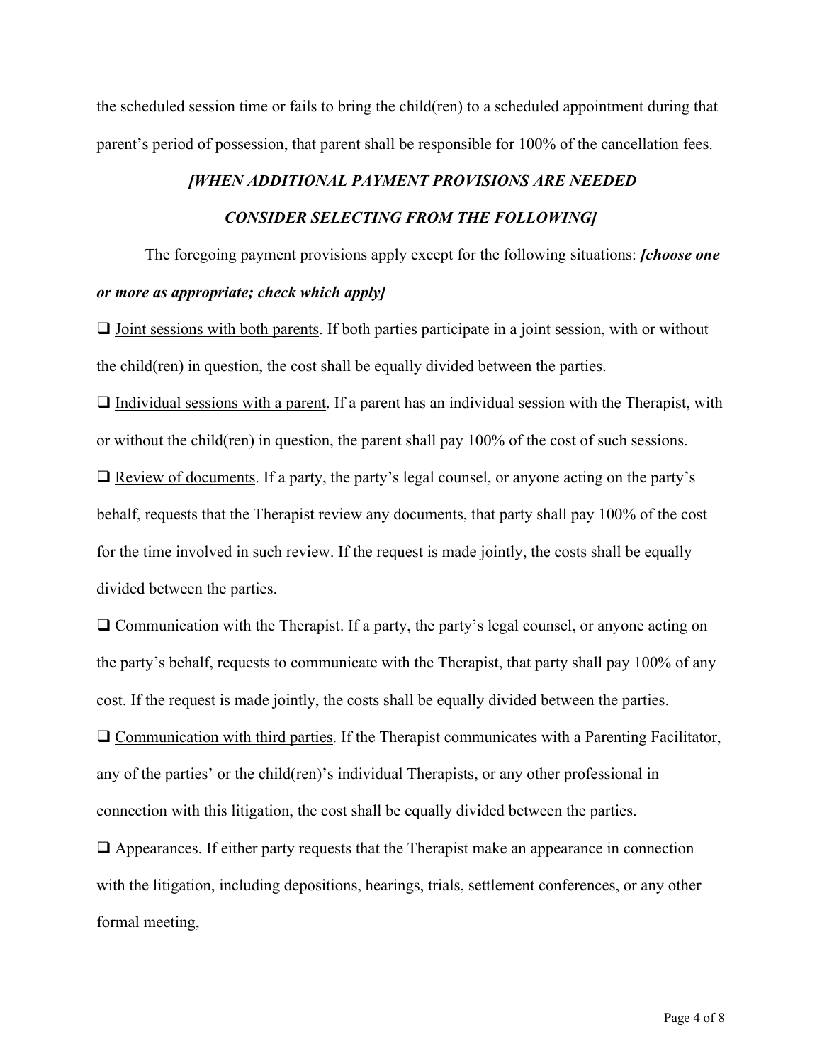the scheduled session time or fails to bring the child(ren) to a scheduled appointment during that parent's period of possession, that parent shall be responsible for 100% of the cancellation fees.

***[WHEN ADDITIONAL PAYMENT PROVISIONS ARE NEEDED***

***CONSIDER SELECTING FROM THE FOLLOWING]***

The foregoing payment provisions apply except for the following situations: ***[choose one or more as appropriate; check which apply]***

❑ <u>Joint sessions with both parents</u>. If both parties participate in a joint session, with or without the child(ren) in question, the cost shall be equally divided between the parties.

❑ <u>Individual sessions with a parent</u>. If a parent has an individual session with the Therapist, with or without the child(ren) in question, the parent shall pay 100% of the cost of such sessions.

❑ <u>Review of documents</u>. If a party, the party's legal counsel, or anyone acting on the party's behalf, requests that the Therapist review any documents, that party shall pay 100% of the cost for the time involved in such review. If the request is made jointly, the costs shall be equally divided between the parties.

❑ <u>Communication with the Therapist</u>. If a party, the party's legal counsel, or anyone acting on the party's behalf, requests to communicate with the Therapist, that party shall pay 100% of any cost. If the request is made jointly, the costs shall be equally divided between the parties.

❑ <u>Communication with third parties</u>. If the Therapist communicates with a Parenting Facilitator, any of the parties' or the child(ren)'s individual Therapists, or any other professional in connection with this litigation, the cost shall be equally divided between the parties.

❑ <u>Appearances</u>. If either party requests that the Therapist make an appearance in connection with the litigation, including depositions, hearings, trials, settlement conferences, or any other formal meeting,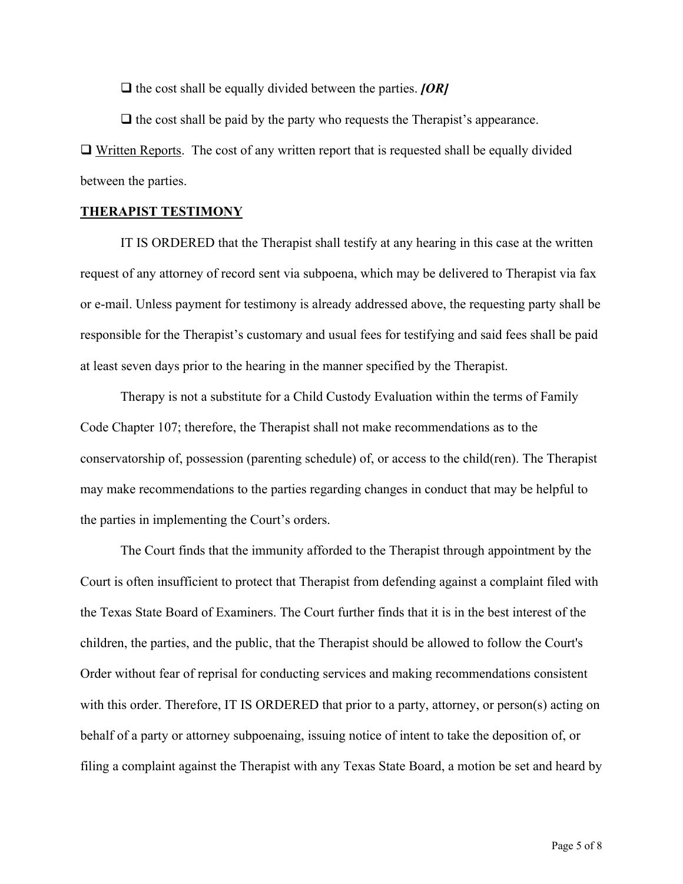☐ the cost shall be equally divided between the parties. ***[OR]***

☐ the cost shall be paid by the party who requests the Therapist's appearance.

☐ Written Reports. The cost of any written report that is requested shall be equally divided between the parties.

**THERAPIST TESTIMONY**

IT IS ORDERED that the Therapist shall testify at any hearing in this case at the written request of any attorney of record sent via subpoena, which may be delivered to Therapist via fax or e-mail. Unless payment for testimony is already addressed above, the requesting party shall be responsible for the Therapist's customary and usual fees for testifying and said fees shall be paid at least seven days prior to the hearing in the manner specified by the Therapist.

Therapy is not a substitute for a Child Custody Evaluation within the terms of Family Code Chapter 107; therefore, the Therapist shall not make recommendations as to the conservatorship of, possession (parenting schedule) of, or access to the child(ren). The Therapist may make recommendations to the parties regarding changes in conduct that may be helpful to the parties in implementing the Court's orders.

The Court finds that the immunity afforded to the Therapist through appointment by the Court is often insufficient to protect that Therapist from defending against a complaint filed with the Texas State Board of Examiners. The Court further finds that it is in the best interest of the children, the parties, and the public, that the Therapist should be allowed to follow the Court's Order without fear of reprisal for conducting services and making recommendations consistent with this order. Therefore, IT IS ORDERED that prior to a party, attorney, or person(s) acting on behalf of a party or attorney subpoenaing, issuing notice of intent to take the deposition of, or filing a complaint against the Therapist with any Texas State Board, a motion be set and heard by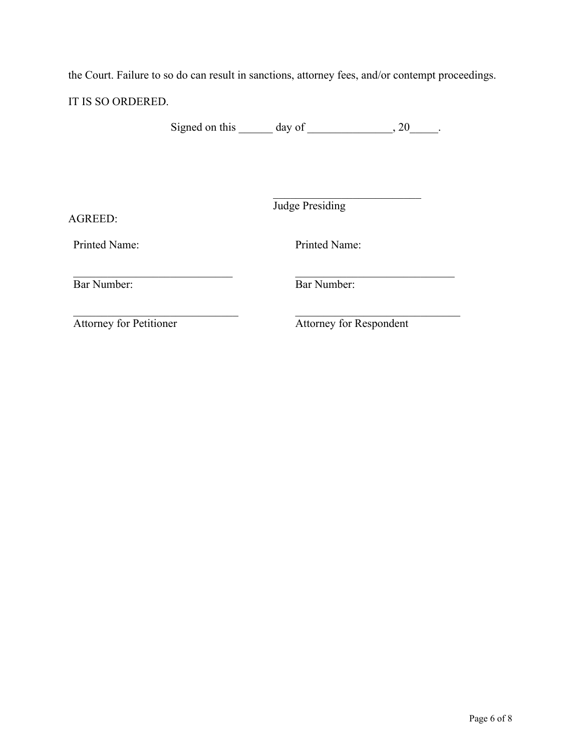the Court. Failure to so do can result in sanctions, attorney fees, and/or contempt proceedings.

IT IS SO ORDERED.

Signed on this ______ day of _______________, 20_____.

___________________________

Judge Presiding

AGREED:

| | |
|---|---|
| Printed Name: | Printed Name: |
| _____________________________ | _____________________________ |
| Bar Number: | Bar Number: |
| ______________________________ | ______________________________ |
| Attorney for Petitioner | Attorney for Respondent |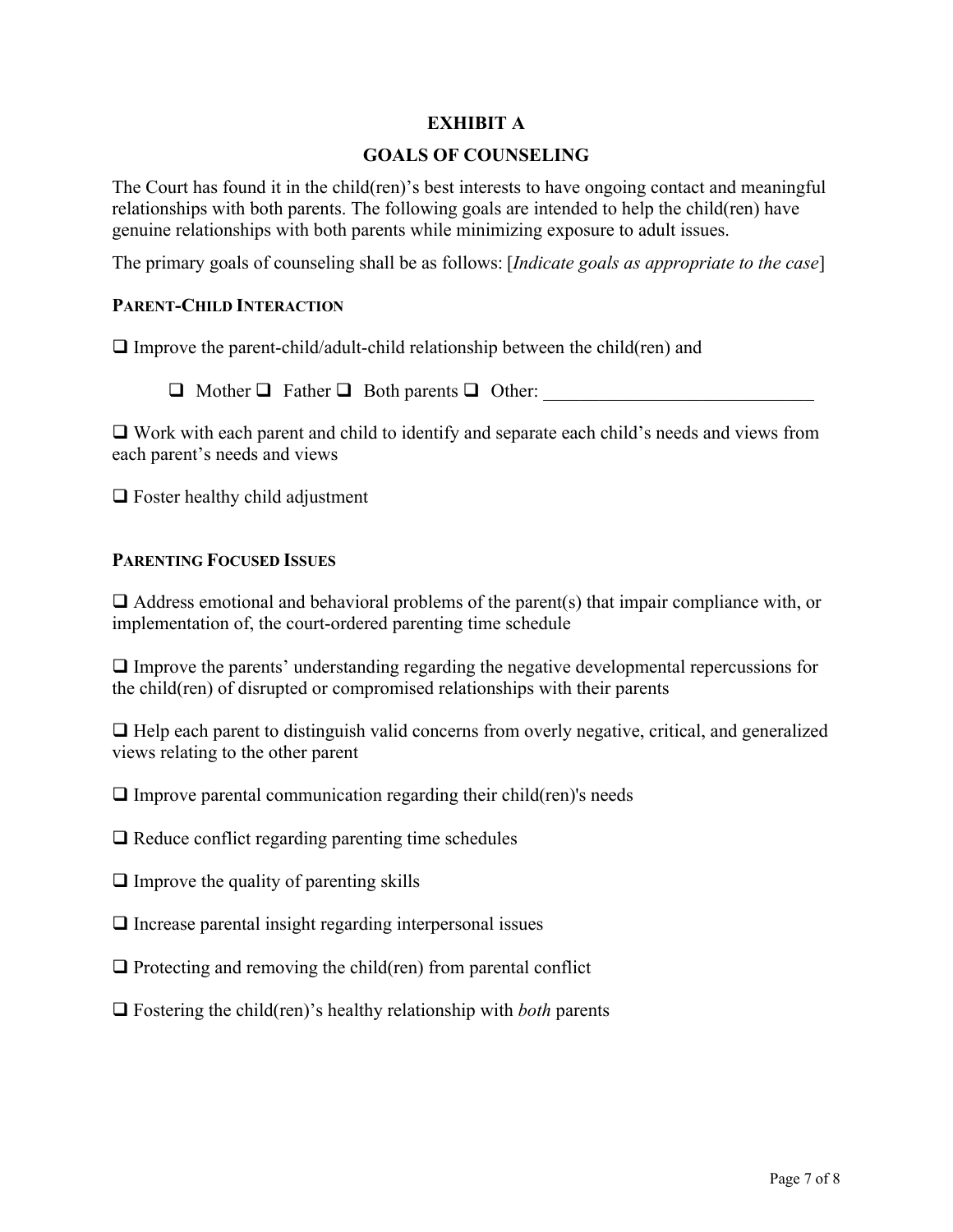# EXHIBIT A

## GOALS OF COUNSELING

The Court has found it in the child(ren)'s best interests to have ongoing contact and meaningful relationships with both parents. The following goals are intended to help the child(ren) have genuine relationships with both parents while minimizing exposure to adult issues.

The primary goals of counseling shall be as follows: [*Indicate goals as appropriate to the case*]

### PARENT-CHILD INTERACTION

❑ Improve the parent-child/adult-child relationship between the child(ren) and

   ❑ Mother ❑ Father ❑ Both parents ❑ Other: _____________________________

❑ Work with each parent and child to identify and separate each child's needs and views from each parent's needs and views

❑ Foster healthy child adjustment

### PARENTING FOCUSED ISSUES

❑ Address emotional and behavioral problems of the parent(s) that impair compliance with, or implementation of, the court-ordered parenting time schedule

❑ Improve the parents' understanding regarding the negative developmental repercussions for the child(ren) of disrupted or compromised relationships with their parents

❑ Help each parent to distinguish valid concerns from overly negative, critical, and generalized views relating to the other parent

❑ Improve parental communication regarding their child(ren)'s needs

❑ Reduce conflict regarding parenting time schedules

❑ Improve the quality of parenting skills

❑ Increase parental insight regarding interpersonal issues

❑ Protecting and removing the child(ren) from parental conflict

❑ Fostering the child(ren)'s healthy relationship with *both* parents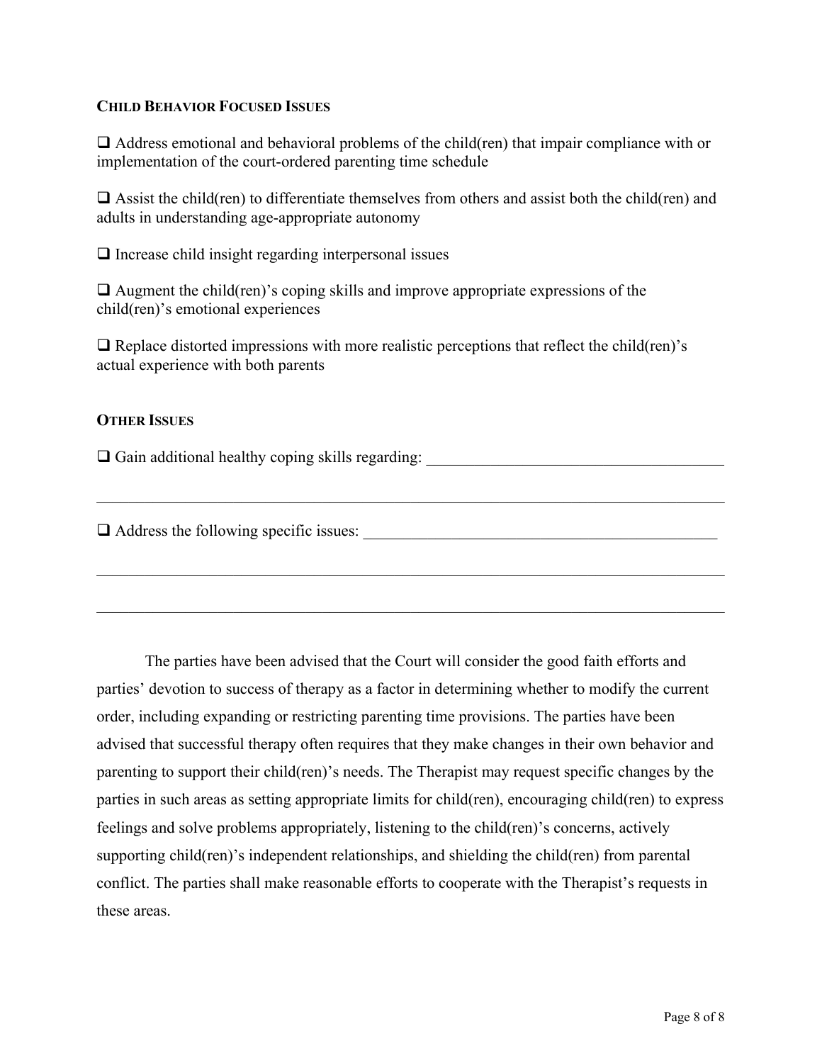### Child Behavior Focused Issues

❑ Address emotional and behavioral problems of the child(ren) that impair compliance with or implementation of the court-ordered parenting time schedule

❑ Assist the child(ren) to differentiate themselves from others and assist both the child(ren) and adults in understanding age-appropriate autonomy

❑ Increase child insight regarding interpersonal issues

❑ Augment the child(ren)'s coping skills and improve appropriate expressions of the child(ren)'s emotional experiences

❑ Replace distorted impressions with more realistic perceptions that reflect the child(ren)'s actual experience with both parents

### Other Issues

❑ Gain additional healthy coping skills regarding: ______________________________________

______________________________________________________________________________

❑ Address the following specific issues: _____________________________________________

______________________________________________________________________________

______________________________________________________________________________

The parties have been advised that the Court will consider the good faith efforts and parties' devotion to success of therapy as a factor in determining whether to modify the current order, including expanding or restricting parenting time provisions. The parties have been advised that successful therapy often requires that they make changes in their own behavior and parenting to support their child(ren)'s needs. The Therapist may request specific changes by the parties in such areas as setting appropriate limits for child(ren), encouraging child(ren) to express feelings and solve problems appropriately, listening to the child(ren)'s concerns, actively supporting child(ren)'s independent relationships, and shielding the child(ren) from parental conflict. The parties shall make reasonable efforts to cooperate with the Therapist's requests in these areas.